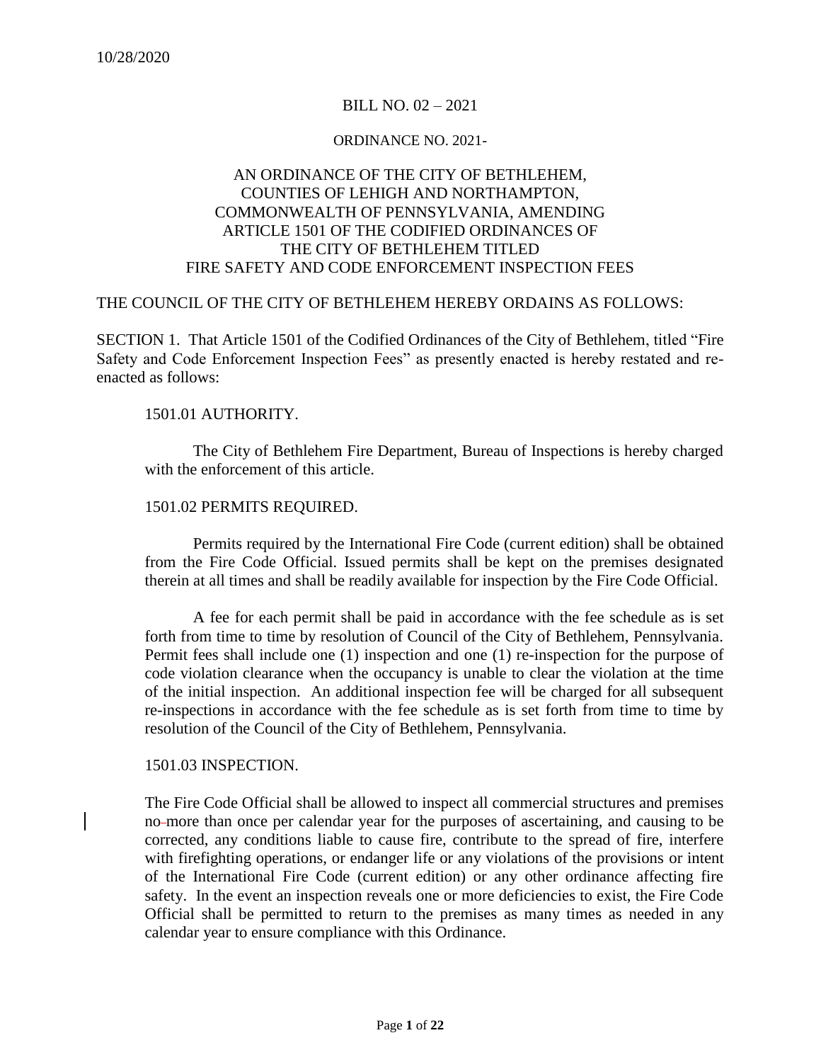10/28/2020

BILL NO. 02 – 2021

ORDINANCE NO. 2021-

# AN ORDINANCE OF THE CITY OF BETHLEHEM, COUNTIES OF LEHIGH AND NORTHAMPTON, COMMONWEALTH OF PENNSYLVANIA, AMENDING ARTICLE 1501 OF THE CODIFIED ORDINANCES OF THE CITY OF BETHLEHEM TITLED FIRE SAFETY AND CODE ENFORCEMENT INSPECTION FEES

THE COUNCIL OF THE CITY OF BETHLEHEM HEREBY ORDAINS AS FOLLOWS:

SECTION 1. That Article 1501 of the Codified Ordinances of the City of Bethlehem, titled "Fire Safety and Code Enforcement Inspection Fees" as presently enacted is hereby restated and re-enacted as follows:

1501.01 AUTHORITY.

The City of Bethlehem Fire Department, Bureau of Inspections is hereby charged with the enforcement of this article.

1501.02 PERMITS REQUIRED.

Permits required by the International Fire Code (current edition) shall be obtained from the Fire Code Official. Issued permits shall be kept on the premises designated therein at all times and shall be readily available for inspection by the Fire Code Official.

A fee for each permit shall be paid in accordance with the fee schedule as is set forth from time to time by resolution of Council of the City of Bethlehem, Pennsylvania. Permit fees shall include one (1) inspection and one (1) re-inspection for the purpose of code violation clearance when the occupancy is unable to clear the violation at the time of the initial inspection. An additional inspection fee will be charged for all subsequent re-inspections in accordance with the fee schedule as is set forth from time to time by resolution of the Council of the City of Bethlehem, Pennsylvania.

1501.03 INSPECTION.

The Fire Code Official shall be allowed to inspect all commercial structures and premises no more than once per calendar year for the purposes of ascertaining, and causing to be corrected, any conditions liable to cause fire, contribute to the spread of fire, interfere with firefighting operations, or endanger life or any violations of the provisions or intent of the International Fire Code (current edition) or any other ordinance affecting fire safety. In the event an inspection reveals one or more deficiencies to exist, the Fire Code Official shall be permitted to return to the premises as many times as needed in any calendar year to ensure compliance with this Ordinance.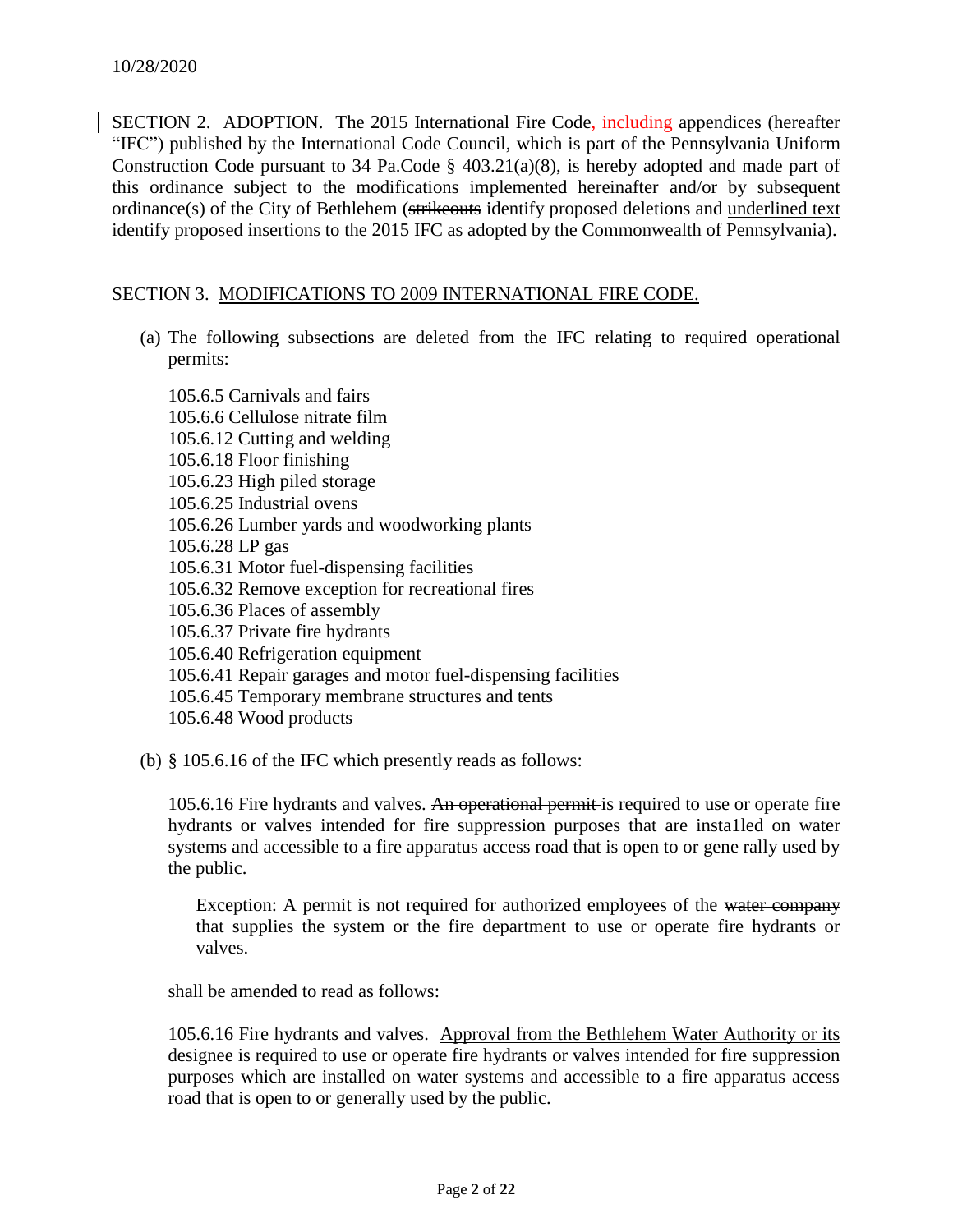10/28/2020

SECTION 2. ADOPTION. The 2015 International Fire Code, including appendices (hereafter "IFC") published by the International Code Council, which is part of the Pennsylvania Uniform Construction Code pursuant to 34 Pa.Code § 403.21(a)(8), is hereby adopted and made part of this ordinance subject to the modifications implemented hereinafter and/or by subsequent ordinance(s) of the City of Bethlehem (~~strikeouts~~ identify proposed deletions and <u>underlined text</u> identify proposed insertions to the 2015 IFC as adopted by the Commonwealth of Pennsylvania).

SECTION 3. MODIFICATIONS TO 2009 INTERNATIONAL FIRE CODE.

(a) The following subsections are deleted from the IFC relating to required operational permits:

105.6.5 Carnivals and fairs
105.6.6 Cellulose nitrate film
105.6.12 Cutting and welding
105.6.18 Floor finishing
105.6.23 High piled storage
105.6.25 Industrial ovens
105.6.26 Lumber yards and woodworking plants
105.6.28 LP gas
105.6.31 Motor fuel-dispensing facilities
105.6.32 Remove exception for recreational fires
105.6.36 Places of assembly
105.6.37 Private fire hydrants
105.6.40 Refrigeration equipment
105.6.41 Repair garages and motor fuel-dispensing facilities
105.6.45 Temporary membrane structures and tents
105.6.48 Wood products

(b) § 105.6.16 of the IFC which presently reads as follows:

105.6.16 Fire hydrants and valves. ~~An operational permit~~ is required to use or operate fire hydrants or valves intended for fire suppression purposes that are insta1led on water systems and accessible to a fire apparatus access road that is open to or gene rally used by the public.

> Exception: A permit is not required for authorized employees of the ~~water company~~ that supplies the system or the fire department to use or operate fire hydrants or valves.

shall be amended to read as follows:

105.6.16 Fire hydrants and valves. <u>Approval from the Bethlehem Water Authority or its designee</u> is required to use or operate fire hydrants or valves intended for fire suppression purposes which are installed on water systems and accessible to a fire apparatus access road that is open to or generally used by the public.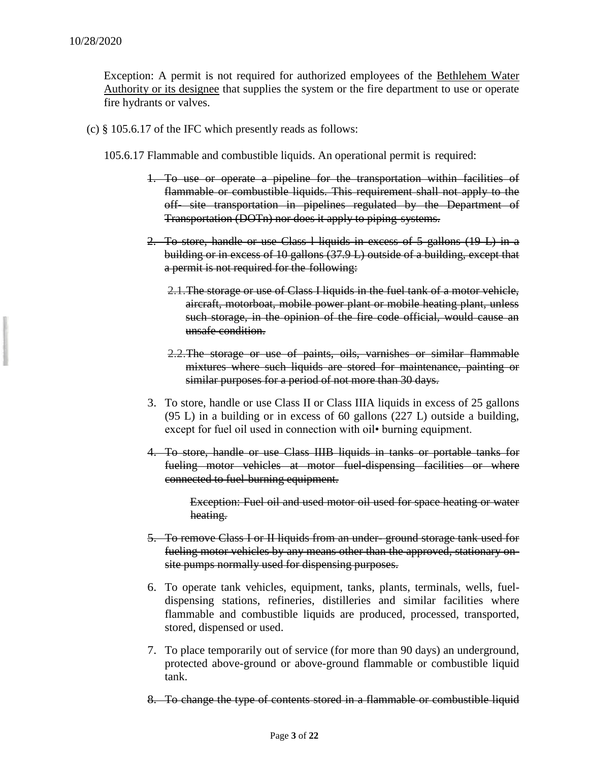Exception: A permit is not required for authorized employees of the <u>Bethlehem Water Authority or its designee</u> that supplies the system or the fire department to use or operate fire hydrants or valves.

(c) § 105.6.17 of the IFC which presently reads as follows:

105.6.17 Flammable and combustible liquids. An operational permit is required:

1. ~~To use or operate a pipeline for the transportation within facilities of flammable or combustible liquids. This requirement shall not apply to the off- site transportation in pipelines regulated by the Department of Transportation (DOTn) nor does it apply to piping systems.~~

2. ~~To store, handle or use Class l liquids in excess of 5 gallons (19 L) in a building or in excess of 10 gallons (37.9 L) outside of a building, except that a permit is not required for the following:~~

   ~~2.1. The storage or use of Class I liquids in the fuel tank of a motor vehicle, aircraft, motorboat, mobile power plant or mobile heating plant, unless such storage, in the opinion of the fire code official, would cause an unsafe condition.~~

   ~~2.2. The storage or use of paints, oils, varnishes or similar flammable mixtures where such liquids are stored for maintenance, painting or similar purposes for a period of not more than 30 days.~~

3. To store, handle or use Class II or Class IIIA liquids in excess of 25 gallons (95 L) in a building or in excess of 60 gallons (227 L) outside a building, except for fuel oil used in connection with oil• burning equipment.

4. ~~To store, handle or use Class IIIB liquids in tanks or portable tanks for fueling motor vehicles at motor fuel-dispensing facilities or where connected to fuel-burning equipment.~~

   ~~Exception: Fuel oil and used motor oil used for space heating or water heating.~~

5. ~~To remove Class I or II liquids from an under- ground storage tank used for fueling motor vehicles by any means other than the approved, stationary on-site pumps normally used for dispensing purposes.~~

6. To operate tank vehicles, equipment, tanks, plants, terminals, wells, fuel-dispensing stations, refineries, distilleries and similar facilities where flammable and combustible liquids are produced, processed, transported, stored, dispensed or used.

7. To place temporarily out of service (for more than 90 days) an underground, protected above-ground or above-ground flammable or combustible liquid tank.

8. ~~To change the type of contents stored in a flammable or combustible liquid~~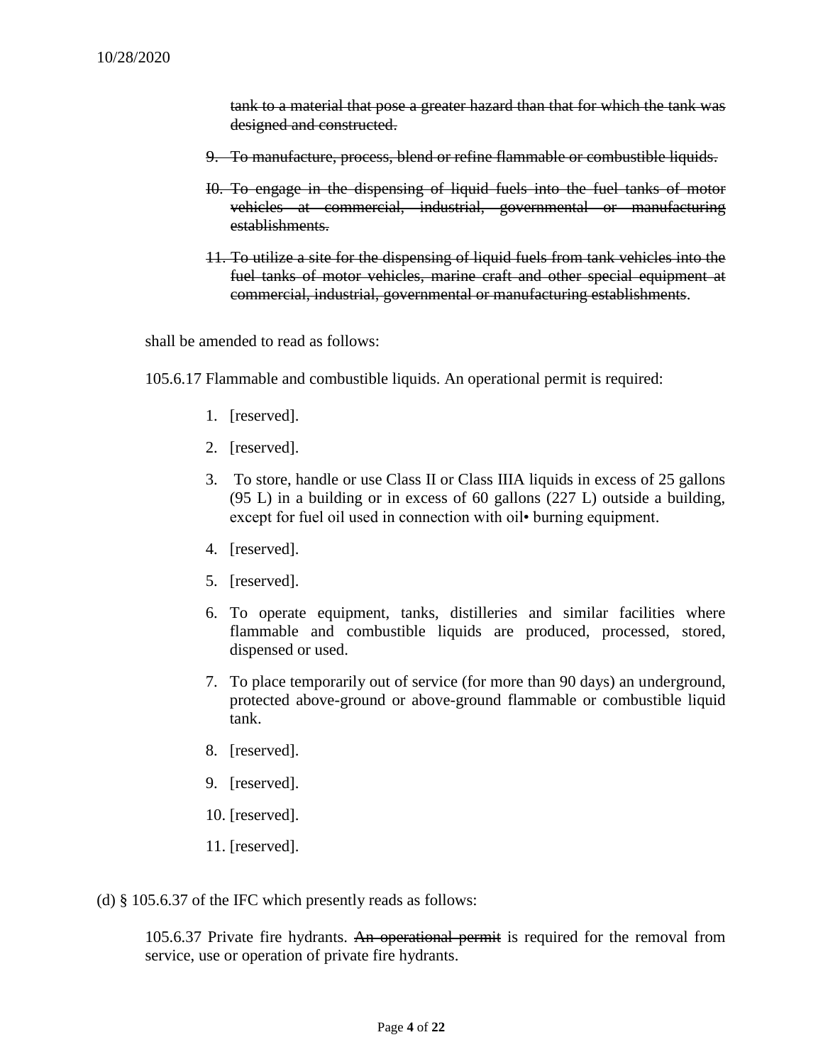~~tank to a material that pose a greater hazard than that for which the tank was designed and constructed.~~

~~9. To manufacture, process, blend or refine flammable or combustible liquids.~~

~~I0. To engage in the dispensing of liquid fuels into the fuel tanks of motor vehicles at commercial, industrial, governmental or manufacturing establishments.~~

~~11. To utilize a site for the dispensing of liquid fuels from tank vehicles into the fuel tanks of motor vehicles, marine craft and other special equipment at commercial, industrial, governmental or manufacturing establishments~~.

shall be amended to read as follows:

105.6.17 Flammable and combustible liquids. An operational permit is required:

1. [reserved].
2. [reserved].
3. To store, handle or use Class II or Class IIIA liquids in excess of 25 gallons (95 L) in a building or in excess of 60 gallons (227 L) outside a building, except for fuel oil used in connection with oil• burning equipment.
4. [reserved].
5. [reserved].
6. To operate equipment, tanks, distilleries and similar facilities where flammable and combustible liquids are produced, processed, stored, dispensed or used.
7. To place temporarily out of service (for more than 90 days) an underground, protected above-ground or above-ground flammable or combustible liquid tank.
8. [reserved].
9. [reserved].
10. [reserved].
11. [reserved].

(d) § 105.6.37 of the IFC which presently reads as follows:

105.6.37 Private fire hydrants. ~~An operational permit~~ is required for the removal from service, use or operation of private fire hydrants.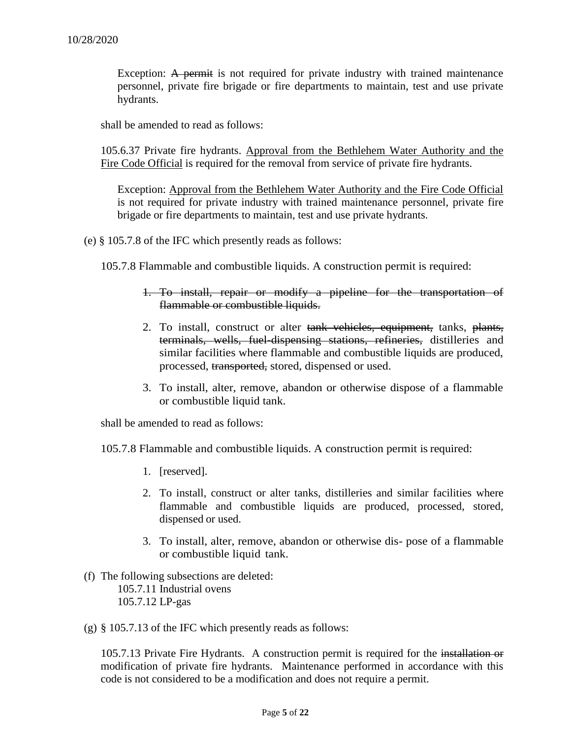10/28/2020

> Exception: ~~A permit~~ is not required for private industry with trained maintenance personnel, private fire brigade or fire departments to maintain, test and use private hydrants.

shall be amended to read as follows:

105.6.37 Private fire hydrants. <u>Approval from the Bethlehem Water Authority and the Fire Code Official</u> is required for the removal from service of private fire hydrants.

> Exception: <u>Approval from the Bethlehem Water Authority and the Fire Code Official</u> is not required for private industry with trained maintenance personnel, private fire brigade or fire departments to maintain, test and use private hydrants.

(e) § 105.7.8 of the IFC which presently reads as follows:

105.7.8 Flammable and combustible liquids. A construction permit is required:

1. ~~To install, repair or modify a pipeline for the transportation of flammable or combustible liquids.~~
2. To install, construct or alter ~~tank vehicles, equipment,~~ tanks, ~~plants, terminals, wells, fuel-dispensing stations, refineries,~~ distilleries and similar facilities where flammable and combustible liquids are produced, processed, ~~transported,~~ stored, dispensed or used.
3. To install, alter, remove, abandon or otherwise dispose of a flammable or combustible liquid tank.

shall be amended to read as follows:

105.7.8 Flammable and combustible liquids. A construction permit is required:

1. [reserved].
2. To install, construct or alter tanks, distilleries and similar facilities where flammable and combustible liquids are produced, processed, stored, dispensed or used.
3. To install, alter, remove, abandon or otherwise dis- pose of a flammable or combustible liquid tank.

(f) The following subsections are deleted:
105.7.11 Industrial ovens
105.7.12 LP-gas

(g) § 105.7.13 of the IFC which presently reads as follows:

105.7.13 Private Fire Hydrants. A construction permit is required for the ~~installation or~~ modification of private fire hydrants. Maintenance performed in accordance with this code is not considered to be a modification and does not require a permit.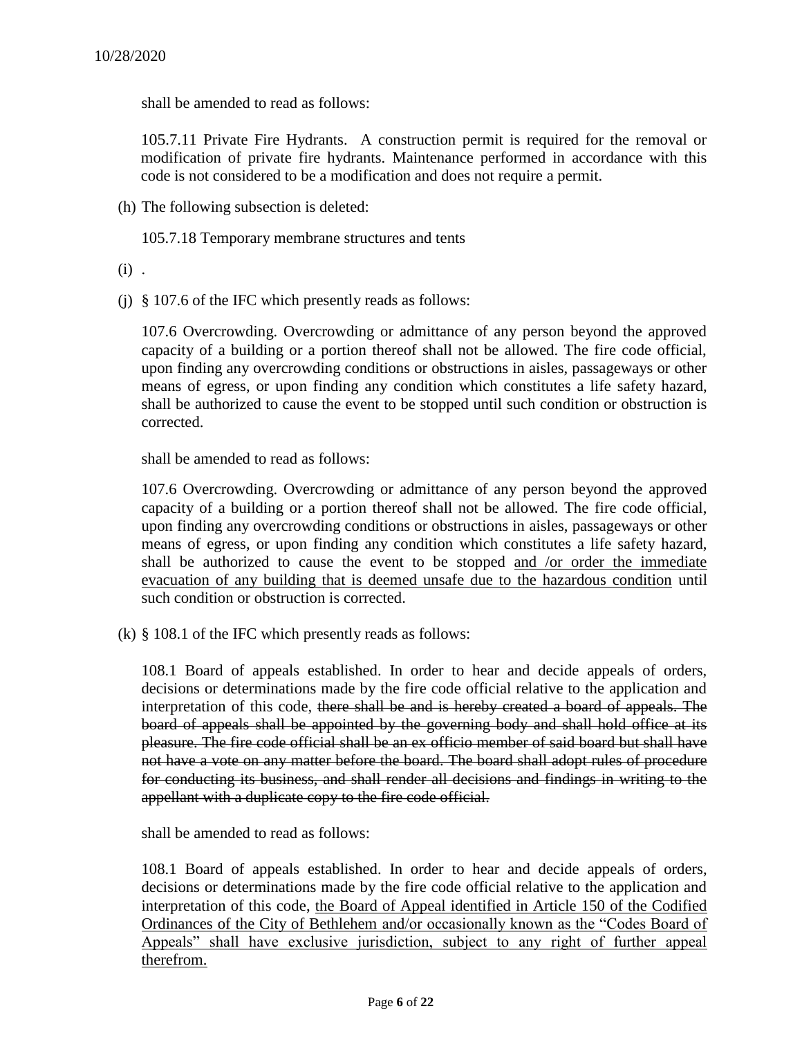shall be amended to read as follows:

105.7.11 Private Fire Hydrants. A construction permit is required for the removal or modification of private fire hydrants. Maintenance performed in accordance with this code is not considered to be a modification and does not require a permit.

(h) The following subsection is deleted:

105.7.18 Temporary membrane structures and tents

(i) .

(j) § 107.6 of the IFC which presently reads as follows:

107.6 Overcrowding. Overcrowding or admittance of any person beyond the approved capacity of a building or a portion thereof shall not be allowed. The fire code official, upon finding any overcrowding conditions or obstructions in aisles, passageways or other means of egress, or upon finding any condition which constitutes a life safety hazard, shall be authorized to cause the event to be stopped until such condition or obstruction is corrected.

shall be amended to read as follows:

107.6 Overcrowding. Overcrowding or admittance of any person beyond the approved capacity of a building or a portion thereof shall not be allowed. The fire code official, upon finding any overcrowding conditions or obstructions in aisles, passageways or other means of egress, or upon finding any condition which constitutes a life safety hazard, shall be authorized to cause the event to be stopped <u>and /or order the immediate evacuation of any building that is deemed unsafe due to the hazardous condition</u> until such condition or obstruction is corrected.

(k) § 108.1 of the IFC which presently reads as follows:

108.1 Board of appeals established. In order to hear and decide appeals of orders, decisions or determinations made by the fire code official relative to the application and interpretation of this code, ~~there shall be and is hereby created a board of appeals. The board of appeals shall be appointed by the governing body and shall hold office at its pleasure. The fire code official shall be an ex officio member of said board but shall have not have a vote on any matter before the board. The board shall adopt rules of procedure for conducting its business, and shall render all decisions and findings in writing to the appellant with a duplicate copy to the fire code official.~~

shall be amended to read as follows:

108.1 Board of appeals established. In order to hear and decide appeals of orders, decisions or determinations made by the fire code official relative to the application and interpretation of this code, <u>the Board of Appeal identified in Article 150 of the Codified Ordinances of the City of Bethlehem and/or occasionally known as the "Codes Board of Appeals" shall have exclusive jurisdiction, subject to any right of further appeal therefrom.</u>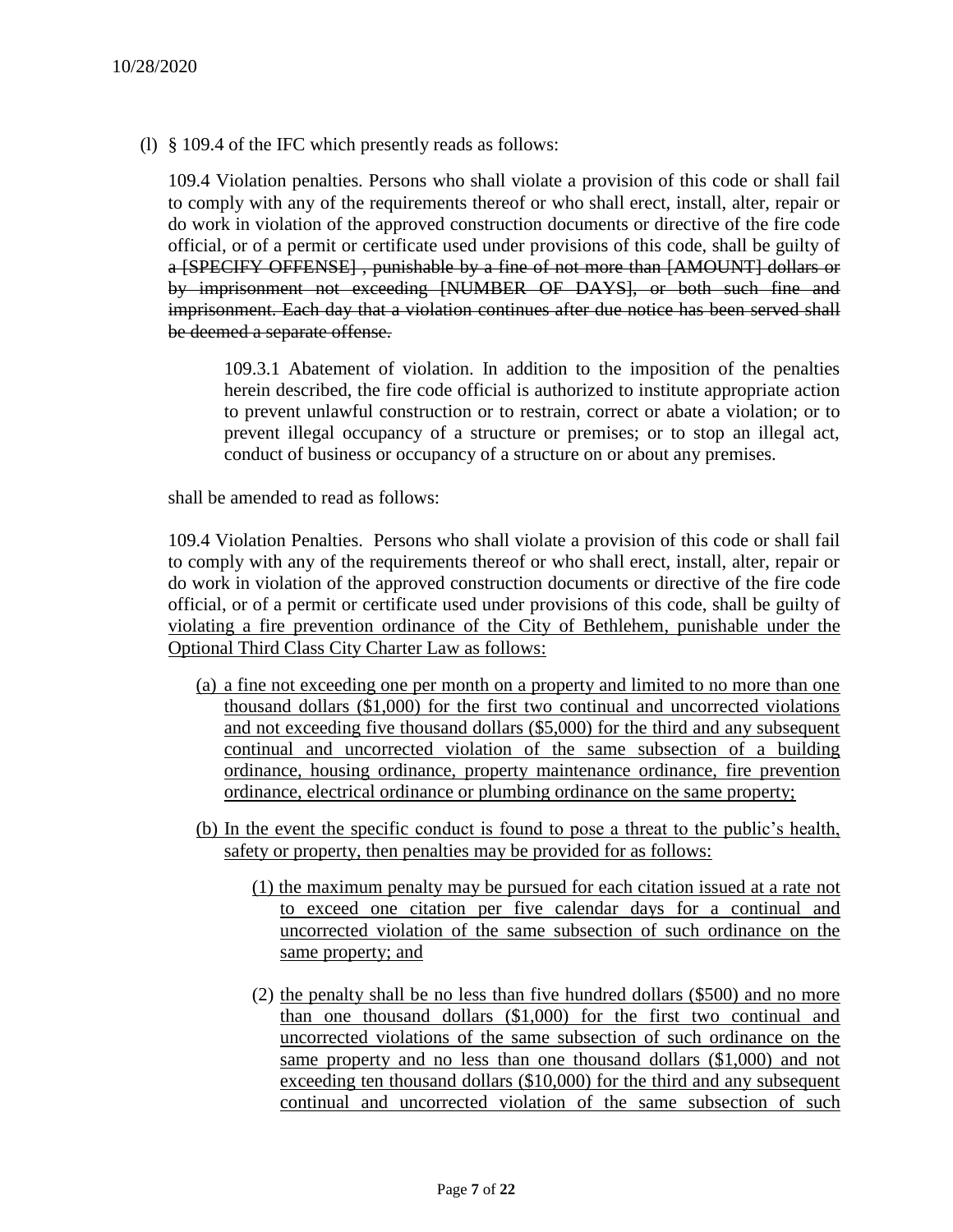10/28/2020

(l) § 109.4 of the IFC which presently reads as follows:

109.4 Violation penalties. Persons who shall violate a provision of this code or shall fail to comply with any of the requirements thereof or who shall erect, install, alter, repair or do work in violation of the approved construction documents or directive of the fire code official, or of a permit or certificate used under provisions of this code, shall be guilty of ~~a [SPECIFY OFFENSE] , punishable by a fine of not more than [AMOUNT] dollars or by imprisonment not exceeding [NUMBER OF DAYS], or both such fine and imprisonment. Each day that a violation continues after due notice has been served shall be deemed a separate offense.~~

> 109.3.1 Abatement of violation. In addition to the imposition of the penalties herein described, the fire code official is authorized to institute appropriate action to prevent unlawful construction or to restrain, correct or abate a violation; or to prevent illegal occupancy of a structure or premises; or to stop an illegal act, conduct of business or occupancy of a structure on or about any premises.

shall be amended to read as follows:

109.4 Violation Penalties. Persons who shall violate a provision of this code or shall fail to comply with any of the requirements thereof or who shall erect, install, alter, repair or do work in violation of the approved construction documents or directive of the fire code official, or of a permit or certificate used under provisions of this code, shall be guilty of <u>violating a fire prevention ordinance of the City of Bethlehem, punishable under the Optional Third Class City Charter Law as follows:</u>

(a) <u>a fine not exceeding one per month on a property and limited to no more than one thousand dollars ($1,000) for the first two continual and uncorrected violations and not exceeding five thousand dollars ($5,000) for the third and any subsequent continual and uncorrected violation of the same subsection of a building ordinance, housing ordinance, property maintenance ordinance, fire prevention ordinance, electrical ordinance or plumbing ordinance on the same property;</u>

(b) <u>In the event the specific conduct is found to pose a threat to the public's health, safety or property, then penalties may be provided for as follows:</u>

   (1) <u>the maximum penalty may be pursued for each citation issued at a rate not to exceed one citation per five calendar days for a continual and uncorrected violation of the same subsection of such ordinance on the same property; and</u>

   (2) <u>the penalty shall be no less than five hundred dollars ($500) and no more than one thousand dollars ($1,000) for the first two continual and uncorrected violations of the same subsection of such ordinance on the same property and no less than one thousand dollars ($1,000) and not exceeding ten thousand dollars ($10,000) for the third and any subsequent continual and uncorrected violation of the same subsection of such</u>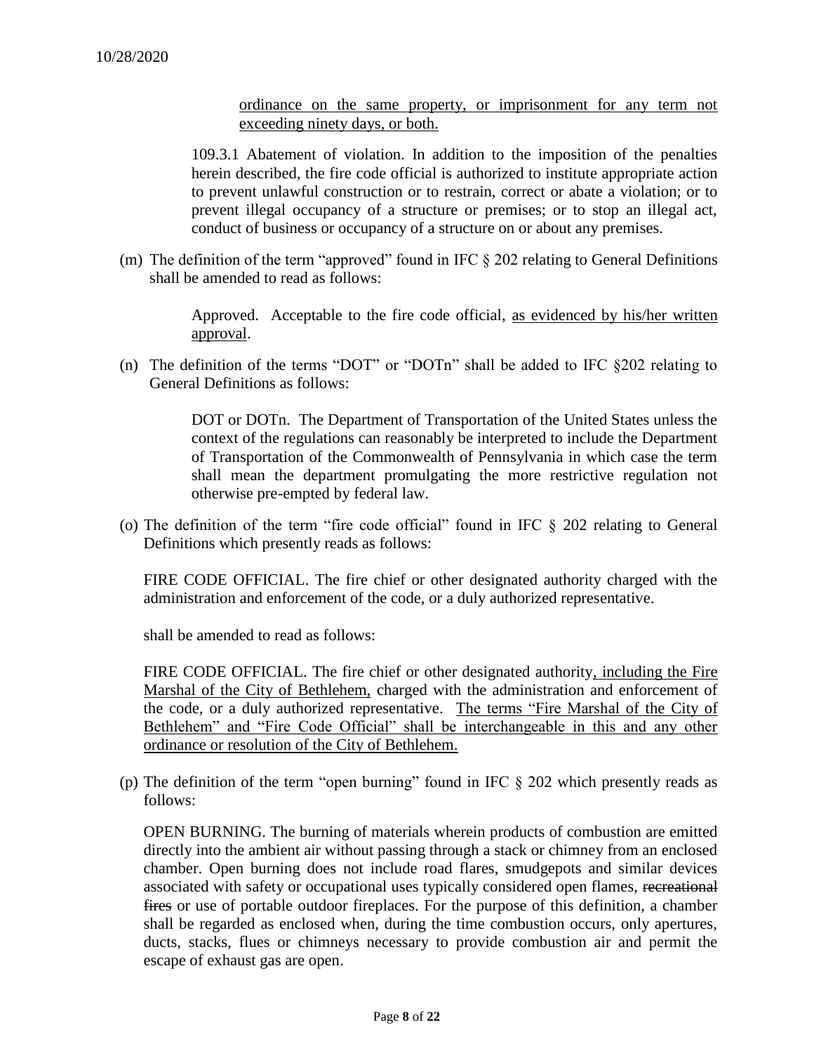ordinance on the same property, or imprisonment for any term not exceeding ninety days, or both.

109.3.1 Abatement of violation. In addition to the imposition of the penalties herein described, the fire code official is authorized to institute appropriate action to prevent unlawful construction or to restrain, correct or abate a violation; or to prevent illegal occupancy of a structure or premises; or to stop an illegal act, conduct of business or occupancy of a structure on or about any premises.

(m) The definition of the term "approved" found in IFC § 202 relating to General Definitions shall be amended to read as follows:

> Approved. Acceptable to the fire code official, as evidenced by his/her written approval.

(n) The definition of the terms "DOT" or "DOTn" shall be added to IFC §202 relating to General Definitions as follows:

> DOT or DOTn. The Department of Transportation of the United States unless the context of the regulations can reasonably be interpreted to include the Department of Transportation of the Commonwealth of Pennsylvania in which case the term shall mean the department promulgating the more restrictive regulation not otherwise pre-empted by federal law.

(o) The definition of the term "fire code official" found in IFC § 202 relating to General Definitions which presently reads as follows:

FIRE CODE OFFICIAL. The fire chief or other designated authority charged with the administration and enforcement of the code, or a duly authorized representative.

shall be amended to read as follows:

FIRE CODE OFFICIAL. The fire chief or other designated authority, including the Fire Marshal of the City of Bethlehem, charged with the administration and enforcement of the code, or a duly authorized representative. The terms "Fire Marshal of the City of Bethlehem" and "Fire Code Official" shall be interchangeable in this and any other ordinance or resolution of the City of Bethlehem.

(p) The definition of the term "open burning" found in IFC § 202 which presently reads as follows:

OPEN BURNING. The burning of materials wherein products of combustion are emitted directly into the ambient air without passing through a stack or chimney from an enclosed chamber. Open burning does not include road flares, smudgepots and similar devices associated with safety or occupational uses typically considered open flames, ~~recreational fires~~ or use of portable outdoor fireplaces. For the purpose of this definition, a chamber shall be regarded as enclosed when, during the time combustion occurs, only apertures, ducts, stacks, flues or chimneys necessary to provide combustion air and permit the escape of exhaust gas are open.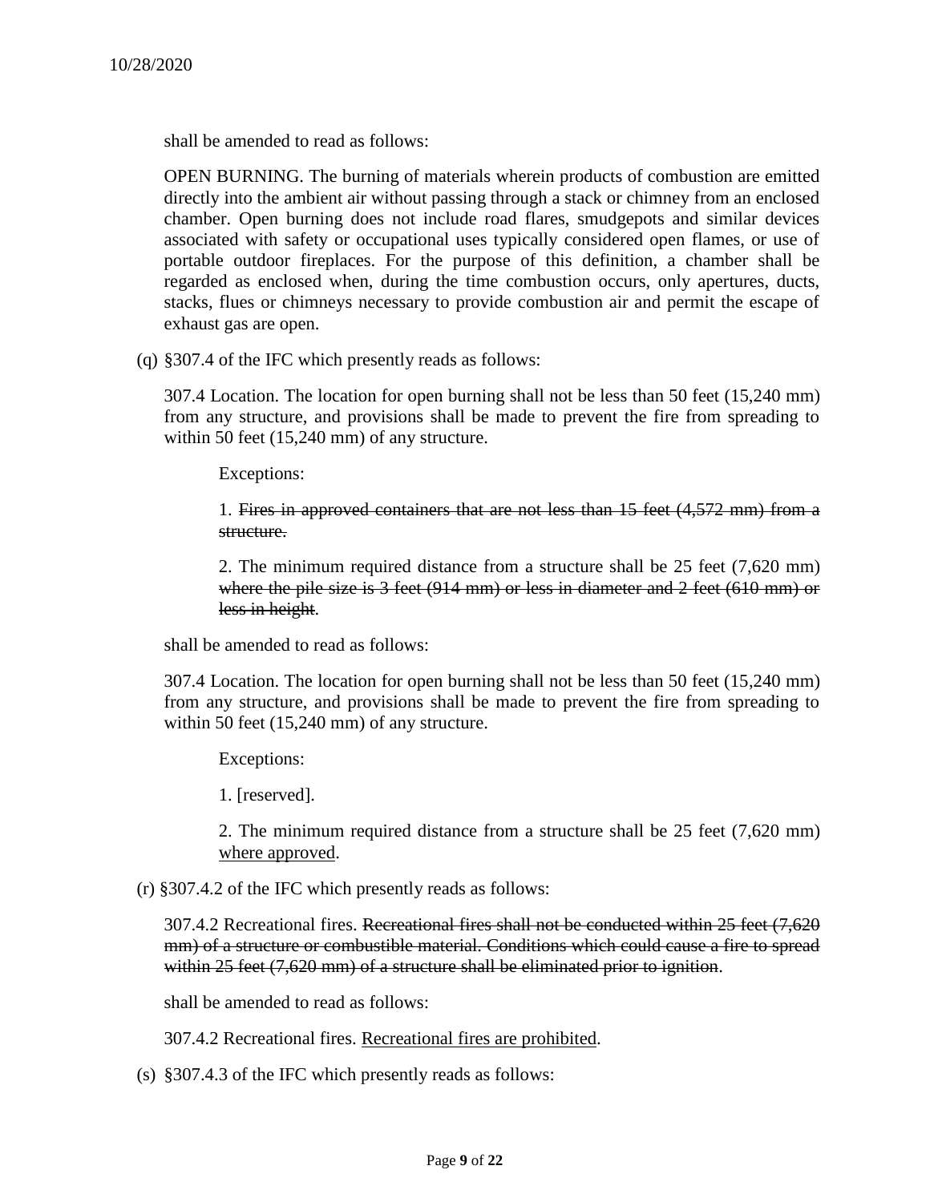10/28/2020

shall be amended to read as follows:

OPEN BURNING. The burning of materials wherein products of combustion are emitted directly into the ambient air without passing through a stack or chimney from an enclosed chamber. Open burning does not include road flares, smudgepots and similar devices associated with safety or occupational uses typically considered open flames, or use of portable outdoor fireplaces. For the purpose of this definition, a chamber shall be regarded as enclosed when, during the time combustion occurs, only apertures, ducts, stacks, flues or chimneys necessary to provide combustion air and permit the escape of exhaust gas are open.

(q) §307.4 of the IFC which presently reads as follows:

307.4 Location. The location for open burning shall not be less than 50 feet (15,240 mm) from any structure, and provisions shall be made to prevent the fire from spreading to within 50 feet (15,240 mm) of any structure.

Exceptions:

1. ~~Fires in approved containers that are not less than 15 feet (4,572 mm) from a structure.~~

2. The minimum required distance from a structure shall be 25 feet (7,620 mm) ~~where the pile size is 3 feet (914 mm) or less in diameter and 2 feet (610 mm) or less in height~~.

shall be amended to read as follows:

307.4 Location. The location for open burning shall not be less than 50 feet (15,240 mm) from any structure, and provisions shall be made to prevent the fire from spreading to within 50 feet (15,240 mm) of any structure.

Exceptions:

1. [reserved].

2. The minimum required distance from a structure shall be 25 feet (7,620 mm) <u>where approved</u>.

(r) §307.4.2 of the IFC which presently reads as follows:

307.4.2 Recreational fires. ~~Recreational fires shall not be conducted within 25 feet (7,620 mm) of a structure or combustible material. Conditions which could cause a fire to spread within 25 feet (7,620 mm) of a structure shall be eliminated prior to ignition~~.

shall be amended to read as follows:

307.4.2 Recreational fires. <u>Recreational fires are prohibited</u>.

(s) §307.4.3 of the IFC which presently reads as follows: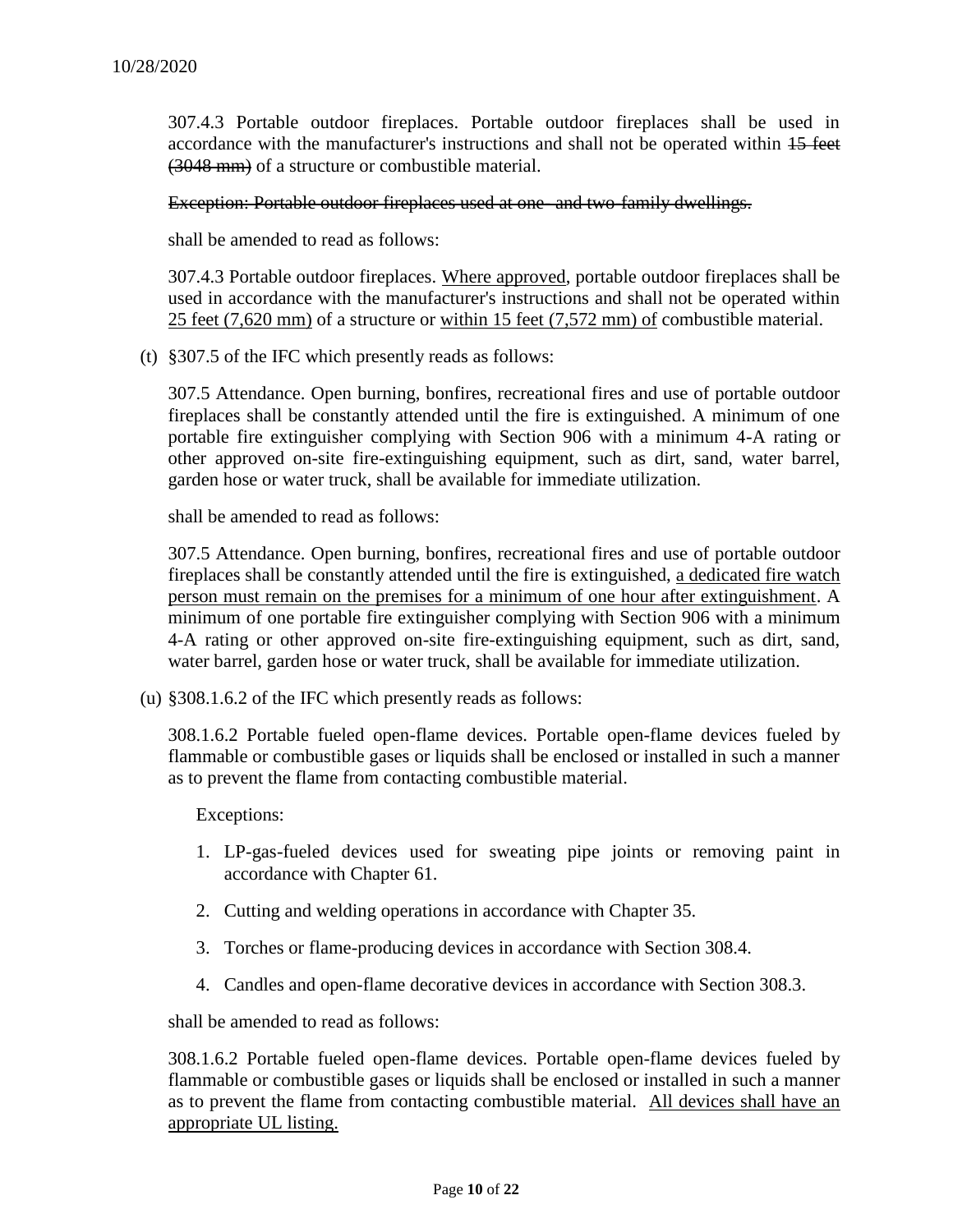10/28/2020

307.4.3 Portable outdoor fireplaces. Portable outdoor fireplaces shall be used in accordance with the manufacturer's instructions and shall not be operated within ~~15 feet (3048 mm)~~ of a structure or combustible material.

~~Exception: Portable outdoor fireplaces used at one- and two-family dwellings.~~

shall be amended to read as follows:

307.4.3 Portable outdoor fireplaces. <u>Where approved</u>, portable outdoor fireplaces shall be used in accordance with the manufacturer's instructions and shall not be operated within <u>25 feet (7,620 mm)</u> of a structure or <u>within 15 feet (7,572 mm) of</u> combustible material.

(t) §307.5 of the IFC which presently reads as follows:

307.5 Attendance. Open burning, bonfires, recreational fires and use of portable outdoor fireplaces shall be constantly attended until the fire is extinguished. A minimum of one portable fire extinguisher complying with Section 906 with a minimum 4-A rating or other approved on-site fire-extinguishing equipment, such as dirt, sand, water barrel, garden hose or water truck, shall be available for immediate utilization.

shall be amended to read as follows:

307.5 Attendance. Open burning, bonfires, recreational fires and use of portable outdoor fireplaces shall be constantly attended until the fire is extinguished, <u>a dedicated fire watch person must remain on the premises for a minimum of one hour after extinguishment</u>. A minimum of one portable fire extinguisher complying with Section 906 with a minimum 4-A rating or other approved on-site fire-extinguishing equipment, such as dirt, sand, water barrel, garden hose or water truck, shall be available for immediate utilization.

(u) §308.1.6.2 of the IFC which presently reads as follows:

308.1.6.2 Portable fueled open-flame devices. Portable open-flame devices fueled by flammable or combustible gases or liquids shall be enclosed or installed in such a manner as to prevent the flame from contacting combustible material.

Exceptions:

1. LP-gas-fueled devices used for sweating pipe joints or removing paint in accordance with Chapter 61.
2. Cutting and welding operations in accordance with Chapter 35.
3. Torches or flame-producing devices in accordance with Section 308.4.
4. Candles and open-flame decorative devices in accordance with Section 308.3.

shall be amended to read as follows:

308.1.6.2 Portable fueled open-flame devices. Portable open-flame devices fueled by flammable or combustible gases or liquids shall be enclosed or installed in such a manner as to prevent the flame from contacting combustible material. <u>All devices shall have an appropriate UL listing.</u>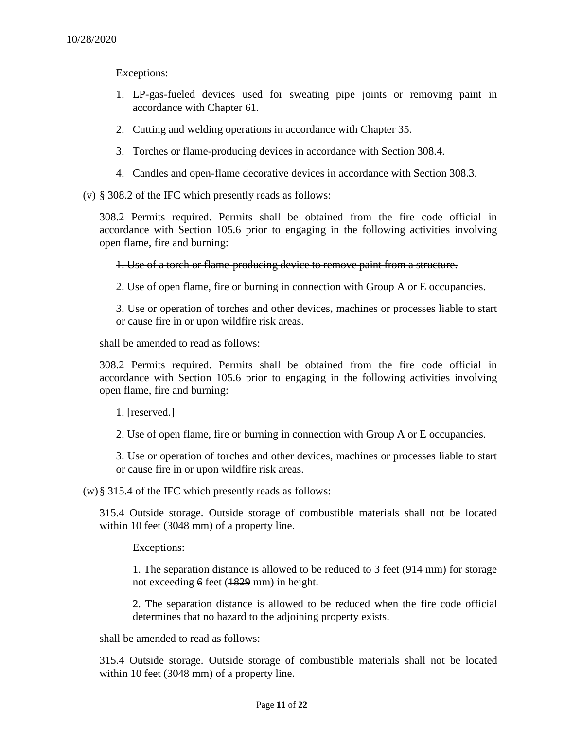10/28/2020

Exceptions:

1. LP-gas-fueled devices used for sweating pipe joints or removing paint in accordance with Chapter 61.

2. Cutting and welding operations in accordance with Chapter 35.

3. Torches or flame-producing devices in accordance with Section 308.4.

4. Candles and open-flame decorative devices in accordance with Section 308.3.

(v) § 308.2 of the IFC which presently reads as follows:

308.2 Permits required. Permits shall be obtained from the fire code official in accordance with Section 105.6 prior to engaging in the following activities involving open flame, fire and burning:

~~1. Use of a torch or flame-producing device to remove paint from a structure.~~

2. Use of open flame, fire or burning in connection with Group A or E occupancies.

3. Use or operation of torches and other devices, machines or processes liable to start or cause fire in or upon wildfire risk areas.

shall be amended to read as follows:

308.2 Permits required. Permits shall be obtained from the fire code official in accordance with Section 105.6 prior to engaging in the following activities involving open flame, fire and burning:

1. [reserved.]

2. Use of open flame, fire or burning in connection with Group A or E occupancies.

3. Use or operation of torches and other devices, machines or processes liable to start or cause fire in or upon wildfire risk areas.

(w) § 315.4 of the IFC which presently reads as follows:

315.4 Outside storage. Outside storage of combustible materials shall not be located within 10 feet (3048 mm) of a property line.

Exceptions:

1. The separation distance is allowed to be reduced to 3 feet (914 mm) for storage not exceeding ~~6~~ feet (~~1829~~ mm) in height.

2. The separation distance is allowed to be reduced when the fire code official determines that no hazard to the adjoining property exists.

shall be amended to read as follows:

315.4 Outside storage. Outside storage of combustible materials shall not be located within 10 feet (3048 mm) of a property line.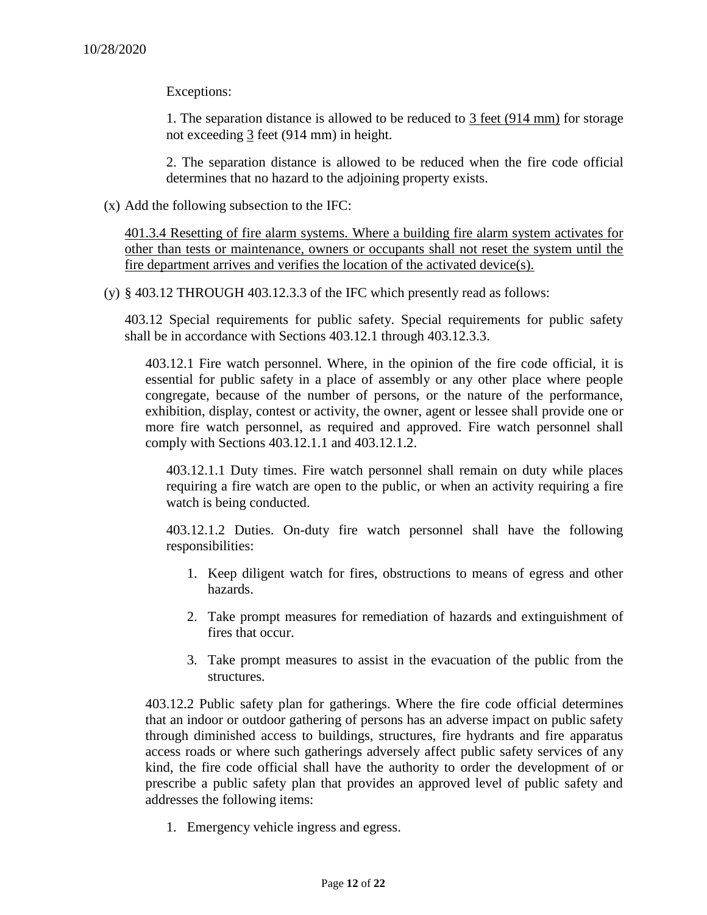10/28/2020

Exceptions:

1. The separation distance is allowed to be reduced to <u>3 feet (914 mm)</u> for storage not exceeding <u>3</u> feet (914 mm) in height.

2. The separation distance is allowed to be reduced when the fire code official determines that no hazard to the adjoining property exists.

(x) Add the following subsection to the IFC:

<u>401.3.4 Resetting of fire alarm systems. Where a building fire alarm system activates for other than tests or maintenance, owners or occupants shall not reset the system until the fire department arrives and verifies the location of the activated device(s).</u>

(y) § 403.12 THROUGH 403.12.3.3 of the IFC which presently read as follows:

403.12 Special requirements for public safety. Special requirements for public safety shall be in accordance with Sections 403.12.1 through 403.12.3.3.

403.12.1 Fire watch personnel. Where, in the opinion of the fire code official, it is essential for public safety in a place of assembly or any other place where people congregate, because of the number of persons, or the nature of the performance, exhibition, display, contest or activity, the owner, agent or lessee shall provide one or more fire watch personnel, as required and approved. Fire watch personnel shall comply with Sections 403.12.1.1 and 403.12.1.2.

403.12.1.1 Duty times. Fire watch personnel shall remain on duty while places requiring a fire watch are open to the public, or when an activity requiring a fire watch is being conducted.

403.12.1.2 Duties. On-duty fire watch personnel shall have the following responsibilities:

1. Keep diligent watch for fires, obstructions to means of egress and other hazards.
2. Take prompt measures for remediation of hazards and extinguishment of fires that occur.
3. Take prompt measures to assist in the evacuation of the public from the structures.

403.12.2 Public safety plan for gatherings. Where the fire code official determines that an indoor or outdoor gathering of persons has an adverse impact on public safety through diminished access to buildings, structures, fire hydrants and fire apparatus access roads or where such gatherings adversely affect public safety services of any kind, the fire code official shall have the authority to order the development of or prescribe a public safety plan that provides an approved level of public safety and addresses the following items:

1. Emergency vehicle ingress and egress.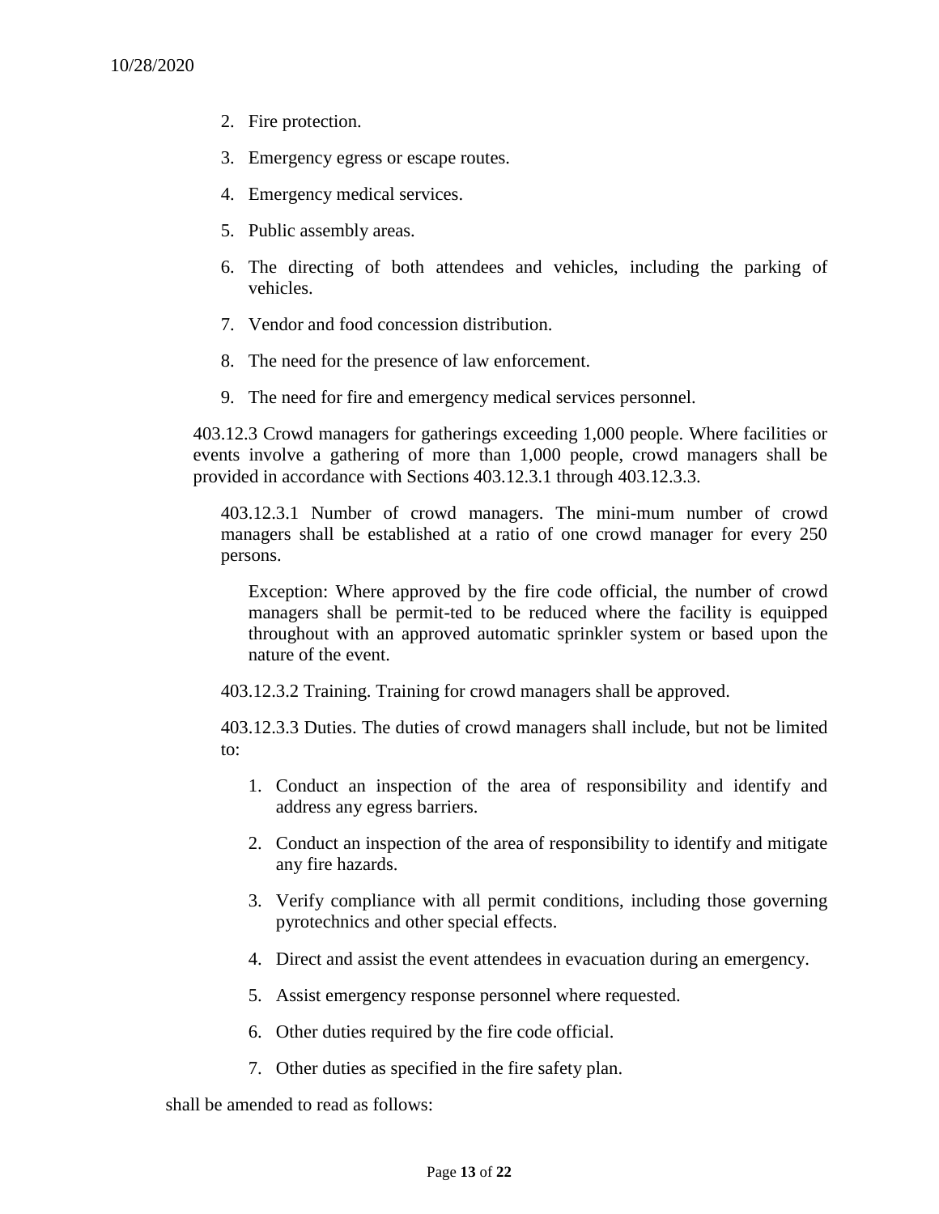10/28/2020

2. Fire protection.
3. Emergency egress or escape routes.
4. Emergency medical services.
5. Public assembly areas.
6. The directing of both attendees and vehicles, including the parking of vehicles.
7. Vendor and food concession distribution.
8. The need for the presence of law enforcement.
9. The need for fire and emergency medical services personnel.

403.12.3 Crowd managers for gatherings exceeding 1,000 people. Where facilities or events involve a gathering of more than 1,000 people, crowd managers shall be provided in accordance with Sections 403.12.3.1 through 403.12.3.3.

403.12.3.1 Number of crowd managers. The mini-mum number of crowd managers shall be established at a ratio of one crowd manager for every 250 persons.

Exception: Where approved by the fire code official, the number of crowd managers shall be permit-ted to be reduced where the facility is equipped throughout with an approved automatic sprinkler system or based upon the nature of the event.

403.12.3.2 Training. Training for crowd managers shall be approved.

403.12.3.3 Duties. The duties of crowd managers shall include, but not be limited to:

1. Conduct an inspection of the area of responsibility and identify and address any egress barriers.
2. Conduct an inspection of the area of responsibility to identify and mitigate any fire hazards.
3. Verify compliance with all permit conditions, including those governing pyrotechnics and other special effects.
4. Direct and assist the event attendees in evacuation during an emergency.
5. Assist emergency response personnel where requested.
6. Other duties required by the fire code official.
7. Other duties as specified in the fire safety plan.

shall be amended to read as follows: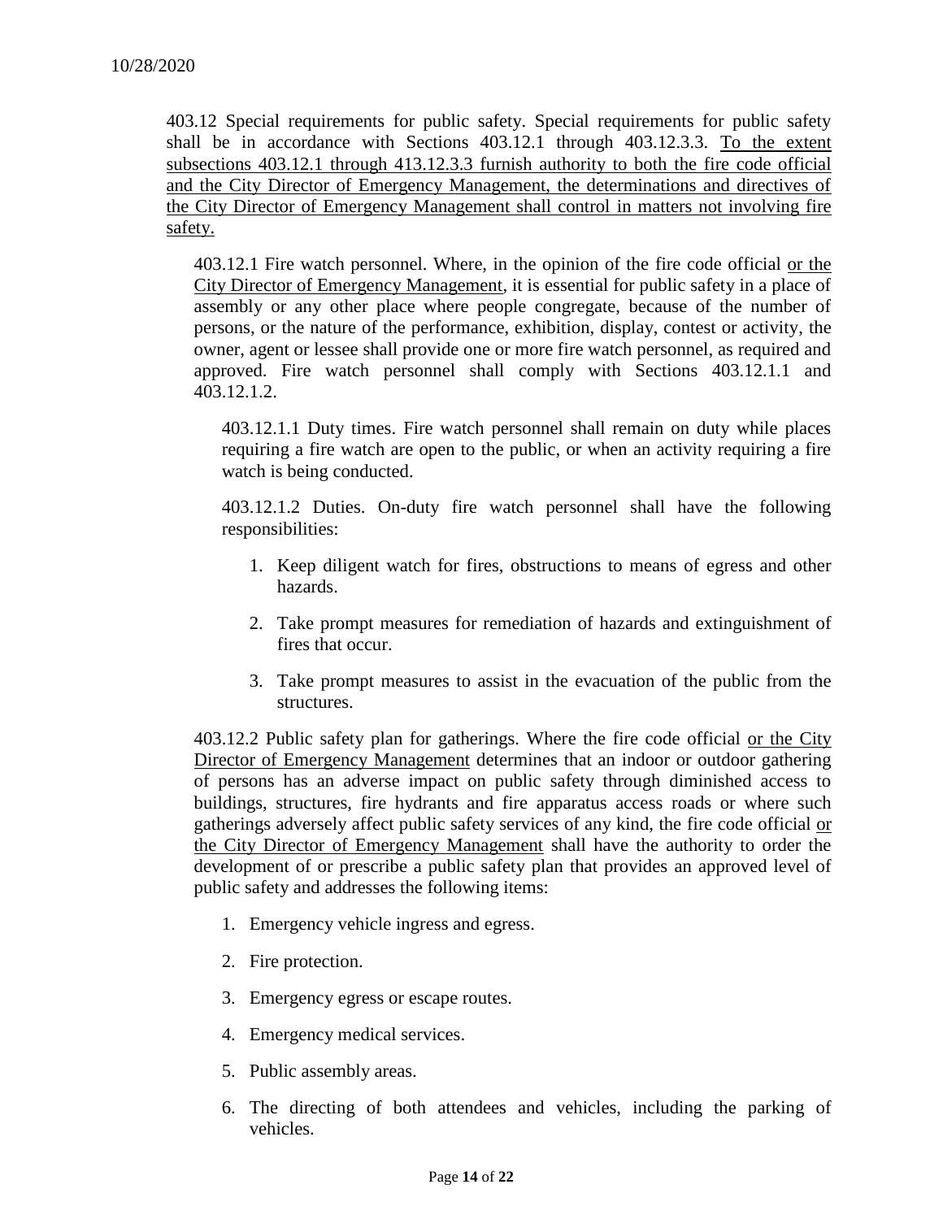10/28/2020

403.12 Special requirements for public safety. Special requirements for public safety shall be in accordance with Sections 403.12.1 through 403.12.3.3. <u>To the extent subsections 403.12.1 through 413.12.3.3 furnish authority to both the fire code official and the City Director of Emergency Management, the determinations and directives of the City Director of Emergency Management shall control in matters not involving fire safety.</u>

403.12.1 Fire watch personnel. Where, in the opinion of the fire code official <u>or the City Director of Emergency Management</u>, it is essential for public safety in a place of assembly or any other place where people congregate, because of the number of persons, or the nature of the performance, exhibition, display, contest or activity, the owner, agent or lessee shall provide one or more fire watch personnel, as required and approved. Fire watch personnel shall comply with Sections 403.12.1.1 and 403.12.1.2.

403.12.1.1 Duty times. Fire watch personnel shall remain on duty while places requiring a fire watch are open to the public, or when an activity requiring a fire watch is being conducted.

403.12.1.2 Duties. On-duty fire watch personnel shall have the following responsibilities:

1. Keep diligent watch for fires, obstructions to means of egress and other hazards.
2. Take prompt measures for remediation of hazards and extinguishment of fires that occur.
3. Take prompt measures to assist in the evacuation of the public from the structures.

403.12.2 Public safety plan for gatherings. Where the fire code official <u>or the City Director of Emergency Management</u> determines that an indoor or outdoor gathering of persons has an adverse impact on public safety through diminished access to buildings, structures, fire hydrants and fire apparatus access roads or where such gatherings adversely affect public safety services of any kind, the fire code official <u>or the City Director of Emergency Management</u> shall have the authority to order the development of or prescribe a public safety plan that provides an approved level of public safety and addresses the following items:

1. Emergency vehicle ingress and egress.
2. Fire protection.
3. Emergency egress or escape routes.
4. Emergency medical services.
5. Public assembly areas.
6. The directing of both attendees and vehicles, including the parking of vehicles.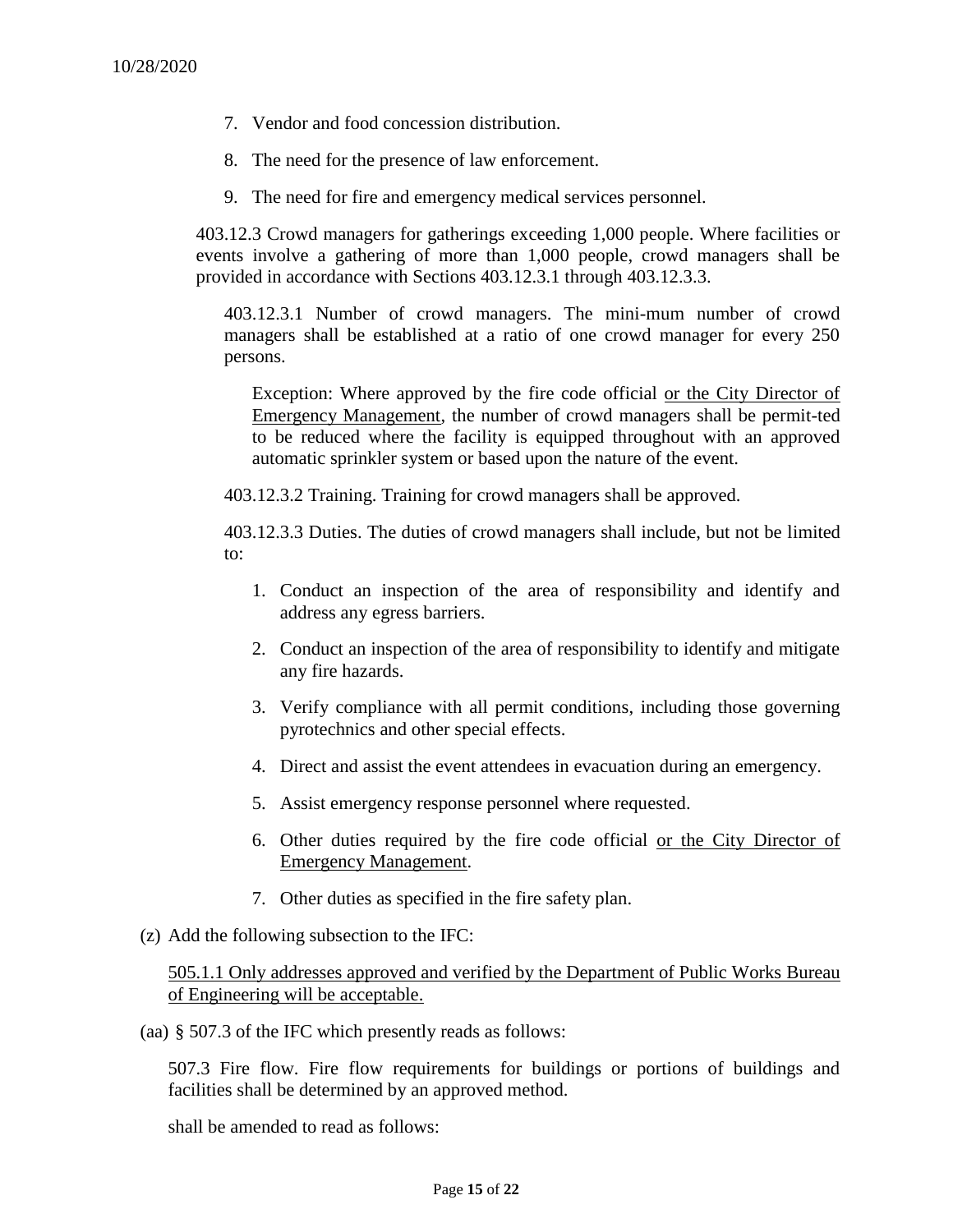7. Vendor and food concession distribution.
8. The need for the presence of law enforcement.
9. The need for fire and emergency medical services personnel.

403.12.3 Crowd managers for gatherings exceeding 1,000 people. Where facilities or events involve a gathering of more than 1,000 people, crowd managers shall be provided in accordance with Sections 403.12.3.1 through 403.12.3.3.

403.12.3.1 Number of crowd managers. The mini-mum number of crowd managers shall be established at a ratio of one crowd manager for every 250 persons.

Exception: Where approved by the fire code official <u>or the City Director of Emergency Management</u>, the number of crowd managers shall be permit-ted to be reduced where the facility is equipped throughout with an approved automatic sprinkler system or based upon the nature of the event.

403.12.3.2 Training. Training for crowd managers shall be approved.

403.12.3.3 Duties. The duties of crowd managers shall include, but not be limited to:

1. Conduct an inspection of the area of responsibility and identify and address any egress barriers.
2. Conduct an inspection of the area of responsibility to identify and mitigate any fire hazards.
3. Verify compliance with all permit conditions, including those governing pyrotechnics and other special effects.
4. Direct and assist the event attendees in evacuation during an emergency.
5. Assist emergency response personnel where requested.
6. Other duties required by the fire code official <u>or the City Director of Emergency Management</u>.
7. Other duties as specified in the fire safety plan.

(z) Add the following subsection to the IFC:

<u>505.1.1 Only addresses approved and verified by the Department of Public Works Bureau of Engineering will be acceptable.</u>

(aa) § 507.3 of the IFC which presently reads as follows:

507.3 Fire flow. Fire flow requirements for buildings or portions of buildings and facilities shall be determined by an approved method.

shall be amended to read as follows: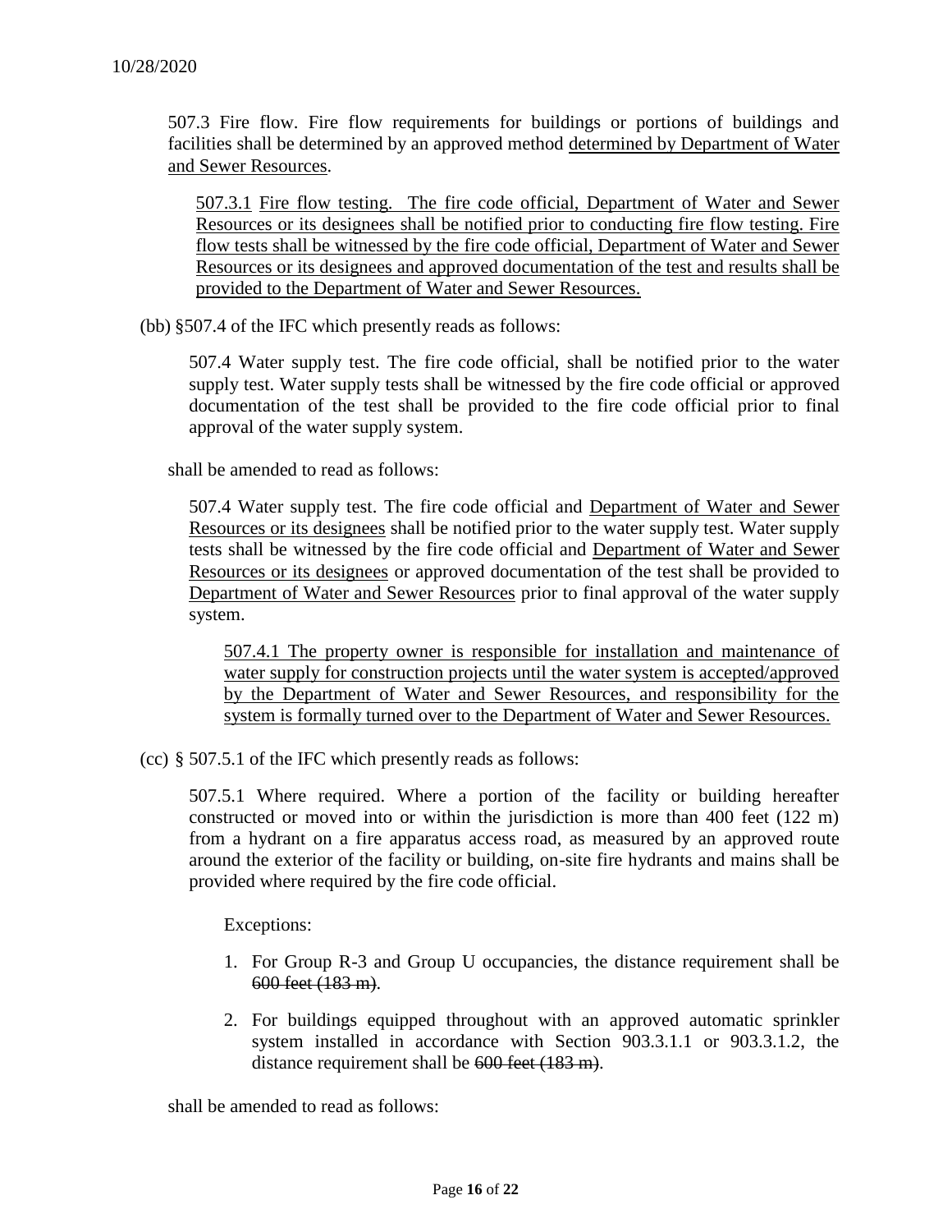10/28/2020

507.3 Fire flow. Fire flow requirements for buildings or portions of buildings and facilities shall be determined by an approved method <u>determined by Department of Water and Sewer Resources</u>.

> <u>507.3.1 Fire flow testing. The fire code official, Department of Water and Sewer Resources or its designees shall be notified prior to conducting fire flow testing. Fire flow tests shall be witnessed by the fire code official, Department of Water and Sewer Resources or its designees and approved documentation of the test and results shall be provided to the Department of Water and Sewer Resources.</u>

(bb) §507.4 of the IFC which presently reads as follows:

> 507.4 Water supply test. The fire code official, shall be notified prior to the water supply test. Water supply tests shall be witnessed by the fire code official or approved documentation of the test shall be provided to the fire code official prior to final approval of the water supply system.

shall be amended to read as follows:

> 507.4 Water supply test. The fire code official and <u>Department of Water and Sewer Resources or its designees</u> shall be notified prior to the water supply test. Water supply tests shall be witnessed by the fire code official and <u>Department of Water and Sewer Resources or its designees</u> or approved documentation of the test shall be provided to <u>Department of Water and Sewer Resources</u> prior to final approval of the water supply system.
>
> > <u>507.4.1 The property owner is responsible for installation and maintenance of water supply for construction projects until the water system is accepted/approved by the Department of Water and Sewer Resources, and responsibility for the system is formally turned over to the Department of Water and Sewer Resources.</u>

(cc) § 507.5.1 of the IFC which presently reads as follows:

> 507.5.1 Where required. Where a portion of the facility or building hereafter constructed or moved into or within the jurisdiction is more than 400 feet (122 m) from a hydrant on a fire apparatus access road, as measured by an approved route around the exterior of the facility or building, on-site fire hydrants and mains shall be provided where required by the fire code official.
>
> Exceptions:
>
> 1. For Group R-3 and Group U occupancies, the distance requirement shall be ~~600 feet (183 m)~~.
> 2. For buildings equipped throughout with an approved automatic sprinkler system installed in accordance with Section 903.3.1.1 or 903.3.1.2, the distance requirement shall be ~~600 feet (183 m)~~.

shall be amended to read as follows: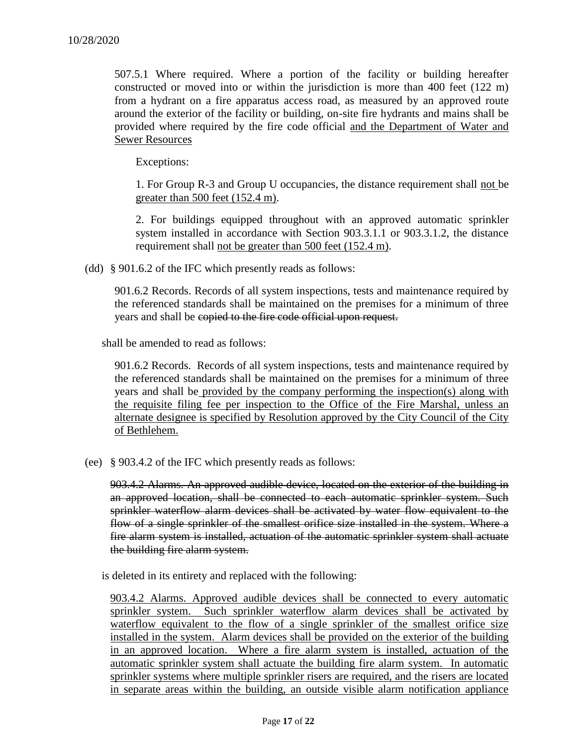10/28/2020

507.5.1 Where required. Where a portion of the facility or building hereafter constructed or moved into or within the jurisdiction is more than 400 feet (122 m) from a hydrant on a fire apparatus access road, as measured by an approved route around the exterior of the facility or building, on-site fire hydrants and mains shall be provided where required by the fire code official <u>and the Department of Water and Sewer Resources</u>

Exceptions:

1. For Group R-3 and Group U occupancies, the distance requirement shall <u>not</u> be <u>greater than 500 feet (152.4 m)</u>.

2. For buildings equipped throughout with an approved automatic sprinkler system installed in accordance with Section 903.3.1.1 or 903.3.1.2, the distance requirement shall <u>not be greater than 500 feet (152.4 m)</u>.

(dd) § 901.6.2 of the IFC which presently reads as follows:

901.6.2 Records. Records of all system inspections, tests and maintenance required by the referenced standards shall be maintained on the premises for a minimum of three years and shall be ~~copied to the fire code official upon request.~~

shall be amended to read as follows:

901.6.2 Records. Records of all system inspections, tests and maintenance required by the referenced standards shall be maintained on the premises for a minimum of three years and shall be <u>provided by the company performing the inspection(s) along with the requisite filing fee per inspection to the Office of the Fire Marshal, unless an alternate designee is specified by Resolution approved by the City Council of the City of Bethlehem.</u>

(ee) § 903.4.2 of the IFC which presently reads as follows:

~~903.4.2 Alarms. An approved audible device, located on the exterior of the building in an approved location, shall be connected to each automatic sprinkler system. Such sprinkler waterflow alarm devices shall be activated by water flow equivalent to the flow of a single sprinkler of the smallest orifice size installed in the system. Where a fire alarm system is installed, actuation of the automatic sprinkler system shall actuate the building fire alarm system.~~

is deleted in its entirety and replaced with the following:

<u>903.4.2 Alarms. Approved audible devices shall be connected to every automatic sprinkler system. Such sprinkler waterflow alarm devices shall be activated by waterflow equivalent to the flow of a single sprinkler of the smallest orifice size installed in the system. Alarm devices shall be provided on the exterior of the building in an approved location. Where a fire alarm system is installed, actuation of the automatic sprinkler system shall actuate the building fire alarm system. In automatic sprinkler systems where multiple sprinkler risers are required, and the risers are located in separate areas within the building, an outside visible alarm notification appliance</u>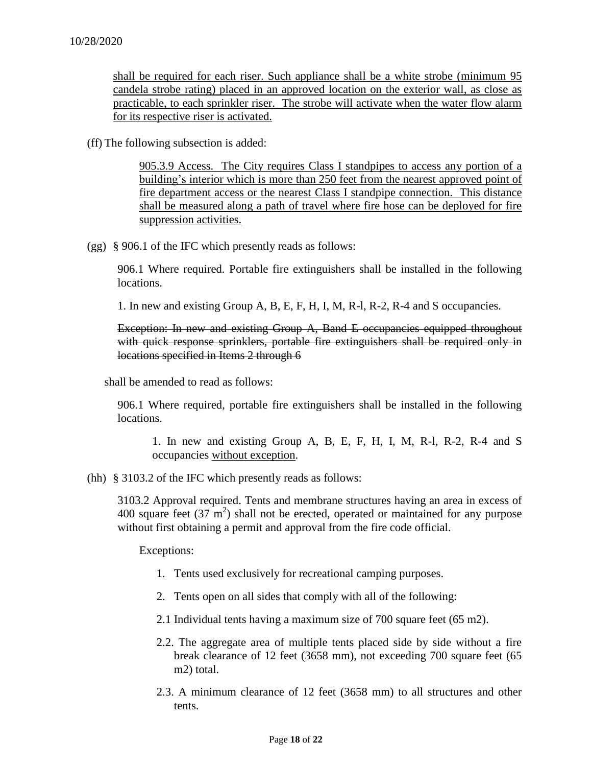10/28/2020

<u>shall be required for each riser. Such appliance shall be a white strobe (minimum 95 candela strobe rating) placed in an approved location on the exterior wall, as close as practicable, to each sprinkler riser. The strobe will activate when the water flow alarm for its respective riser is activated.</u>

(ff) The following subsection is added:

> <u>905.3.9 Access. The City requires Class I standpipes to access any portion of a building's interior which is more than 250 feet from the nearest approved point of fire department access or the nearest Class I standpipe connection. This distance shall be measured along a path of travel where fire hose can be deployed for fire suppression activities.</u>

(gg) § 906.1 of the IFC which presently reads as follows:

> 906.1 Where required. Portable fire extinguishers shall be installed in the following locations.
>
> 1. In new and existing Group A, B, E, F, H, I, M, R-l, R-2, R-4 and S occupancies.
>
> ~~Exception: In new and existing Group A, Band E occupancies equipped throughout with quick response sprinklers, portable fire extinguishers shall be required only in locations specified in Items 2 through 6~~

shall be amended to read as follows:

> 906.1 Where required, portable fire extinguishers shall be installed in the following locations.
>
> 1. In new and existing Group A, B, E, F, H, I, M, R-l, R-2, R-4 and S occupancies <u>without exception</u>.

(hh) § 3103.2 of the IFC which presently reads as follows:

> 3103.2 Approval required. Tents and membrane structures having an area in excess of 400 square feet (37 $m^2$) shall not be erected, operated or maintained for any purpose without first obtaining a permit and approval from the fire code official.
>
> Exceptions:
>
> 1. Tents used exclusively for recreational camping purposes.
> 2. Tents open on all sides that comply with all of the following:
>
> 2.1 Individual tents having a maximum size of 700 square feet (65 m2).
>
> 2.2. The aggregate area of multiple tents placed side by side without a fire break clearance of 12 feet (3658 mm), not exceeding 700 square feet (65 m2) total.
>
> 2.3. A minimum clearance of 12 feet (3658 mm) to all structures and other tents.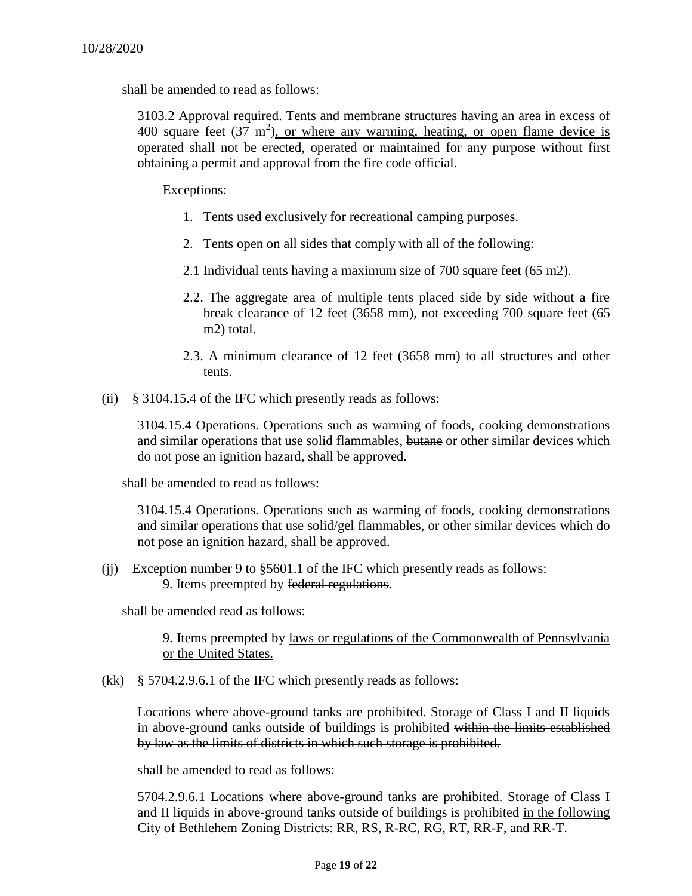10/28/2020

shall be amended to read as follows:

> 3103.2 Approval required. Tents and membrane structures having an area in excess of 400 square feet (37 $m^2$), or where any warming, heating, or open flame device is operated shall not be erected, operated or maintained for any purpose without first obtaining a permit and approval from the fire code official.
>
> Exceptions:
>
> 1. Tents used exclusively for recreational camping purposes.
> 2. Tents open on all sides that comply with all of the following:
>
> 2.1 Individual tents having a maximum size of 700 square feet (65 m2).
>
> 2.2. The aggregate area of multiple tents placed side by side without a fire break clearance of 12 feet (3658 mm), not exceeding 700 square feet (65 m2) total.
>
> 2.3. A minimum clearance of 12 feet (3658 mm) to all structures and other tents.

(ii) § 3104.15.4 of the IFC which presently reads as follows:

> 3104.15.4 Operations. Operations such as warming of foods, cooking demonstrations and similar operations that use solid flammables, ~~butane~~ or other similar devices which do not pose an ignition hazard, shall be approved.

shall be amended to read as follows:

> 3104.15.4 Operations. Operations such as warming of foods, cooking demonstrations and similar operations that use solid/gel flammables, or other similar devices which do not pose an ignition hazard, shall be approved.

(jj) Exception number 9 to §5601.1 of the IFC which presently reads as follows:
9. Items preempted by ~~federal regulations~~.

shall be amended read as follows:

> 9. Items preempted by laws or regulations of the Commonwealth of Pennsylvania or the United States.

(kk) § 5704.2.9.6.1 of the IFC which presently reads as follows:

> Locations where above-ground tanks are prohibited. Storage of Class I and II liquids in above-ground tanks outside of buildings is prohibited ~~within the limits established by law as the limits of districts in which such storage is prohibited.~~

shall be amended to read as follows:

> 5704.2.9.6.1 Locations where above-ground tanks are prohibited. Storage of Class I and II liquids in above-ground tanks outside of buildings is prohibited in the following City of Bethlehem Zoning Districts: RR, RS, R-RC, RG, RT, RR-F, and RR-T.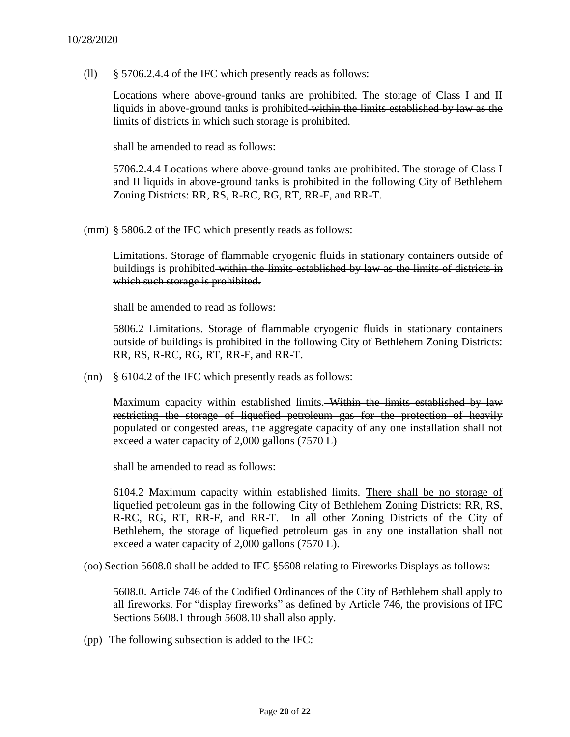10/28/2020

(ll) § 5706.2.4.4 of the IFC which presently reads as follows:

> Locations where above-ground tanks are prohibited. The storage of Class I and II liquids in above-ground tanks is prohibited ~~within the limits established by law as the limits of districts in which such storage is prohibited.~~
>
> shall be amended to read as follows:
>
> 5706.2.4.4 Locations where above-ground tanks are prohibited. The storage of Class I and II liquids in above-ground tanks is prohibited <u>in the following City of Bethlehem Zoning Districts: RR, RS, R-RC, RG, RT, RR-F, and RR-T</u>.

(mm) § 5806.2 of the IFC which presently reads as follows:

> Limitations. Storage of flammable cryogenic fluids in stationary containers outside of buildings is prohibited ~~within the limits established by law as the limits of districts in which such storage is prohibited.~~
>
> shall be amended to read as follows:
>
> 5806.2 Limitations. Storage of flammable cryogenic fluids in stationary containers outside of buildings is prohibited <u>in the following City of Bethlehem Zoning Districts: RR, RS, R-RC, RG, RT, RR-F, and RR-T</u>.

(nn) § 6104.2 of the IFC which presently reads as follows:

> Maximum capacity within established limits. ~~Within the limits established by law restricting the storage of liquefied petroleum gas for the protection of heavily populated or congested areas, the aggregate capacity of any one installation shall not exceed a water capacity of 2,000 gallons (7570 L)~~
>
> shall be amended to read as follows:
>
> 6104.2 Maximum capacity within established limits. <u>There shall be no storage of liquefied petroleum gas in the following City of Bethlehem Zoning Districts: RR, RS, R-RC, RG, RT, RR-F, and RR-T</u>. In all other Zoning Districts of the City of Bethlehem, the storage of liquefied petroleum gas in any one installation shall not exceed a water capacity of 2,000 gallons (7570 L).

(oo) Section 5608.0 shall be added to IFC §5608 relating to Fireworks Displays as follows:

> 5608.0. Article 746 of the Codified Ordinances of the City of Bethlehem shall apply to all fireworks. For "display fireworks" as defined by Article 746, the provisions of IFC Sections 5608.1 through 5608.10 shall also apply.

(pp) The following subsection is added to the IFC: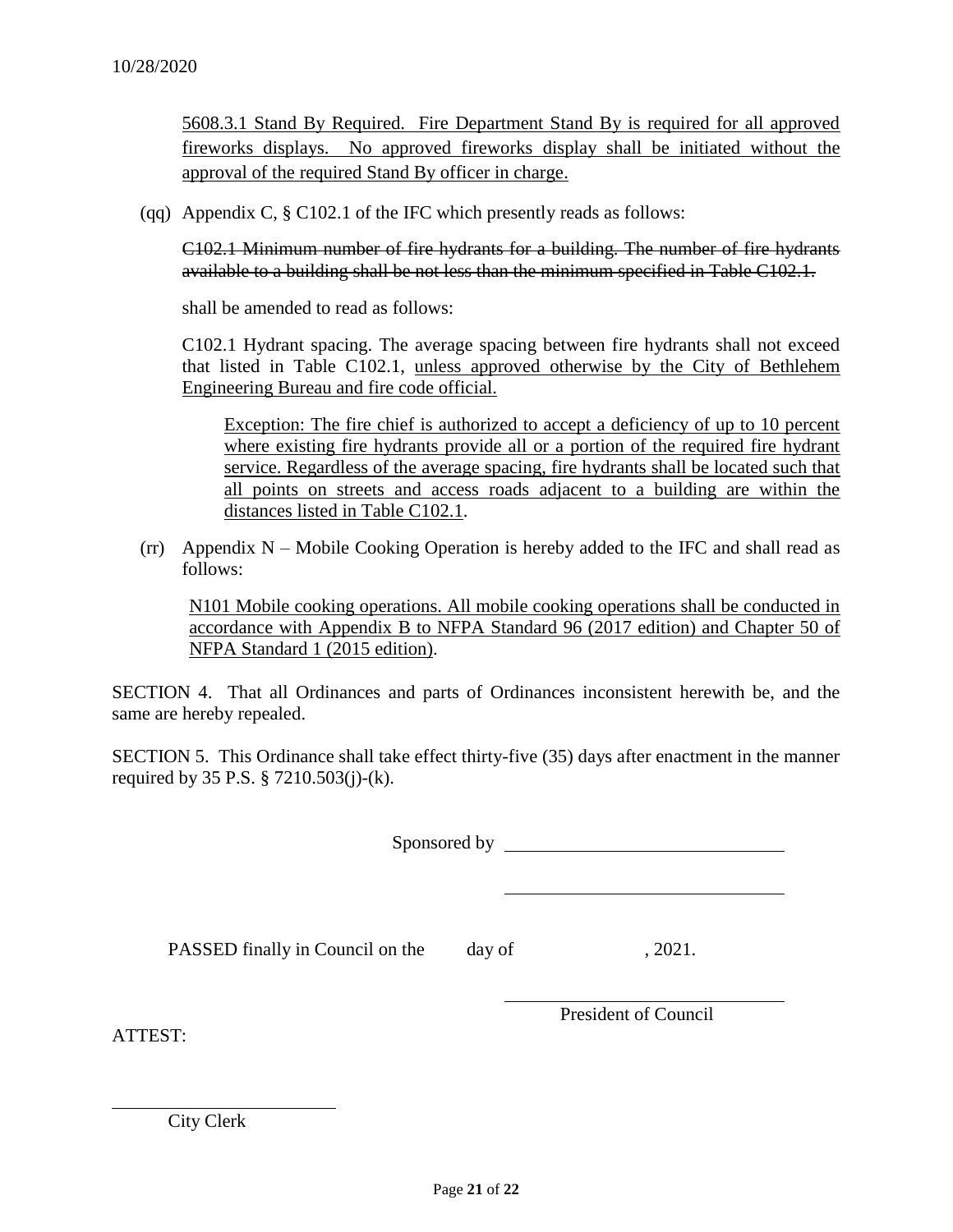10/28/2020

5608.3.1 Stand By Required. Fire Department Stand By is required for all approved fireworks displays. No approved fireworks display shall be initiated without the approval of the required Stand By officer in charge.

(qq) Appendix C, § C102.1 of the IFC which presently reads as follows:

~~C102.1 Minimum number of fire hydrants for a building. The number of fire hydrants available to a building shall be not less than the minimum specified in Table C102.1.~~

shall be amended to read as follows:

C102.1 Hydrant spacing. The average spacing between fire hydrants shall not exceed that listed in Table C102.1, unless approved otherwise by the City of Bethlehem Engineering Bureau and fire code official.

> Exception: The fire chief is authorized to accept a deficiency of up to 10 percent where existing fire hydrants provide all or a portion of the required fire hydrant service. Regardless of the average spacing, fire hydrants shall be located such that all points on streets and access roads adjacent to a building are within the distances listed in Table C102.1.

(rr) Appendix N – Mobile Cooking Operation is hereby added to the IFC and shall read as follows:

N101 Mobile cooking operations. All mobile cooking operations shall be conducted in accordance with Appendix B to NFPA Standard 96 (2017 edition) and Chapter 50 of NFPA Standard 1 (2015 edition).

SECTION 4. That all Ordinances and parts of Ordinances inconsistent herewith be, and the same are hereby repealed.

SECTION 5. This Ordinance shall take effect thirty-five (35) days after enactment in the manner required by 35 P.S. § 7210.503(j)-(k).

Sponsored by \_\_\_\_\_\_\_\_\_\_\_\_\_\_\_\_\_\_\_\_\_\_\_\_\_\_\_\_

\_\_\_\_\_\_\_\_\_\_\_\_\_\_\_\_\_\_\_\_\_\_\_\_\_\_\_\_

PASSED finally in Council on the day of , 2021.

\_\_\_\_\_\_\_\_\_\_\_\_\_\_\_\_\_\_\_\_\_\_\_\_\_\_\_\_
President of Council

ATTEST:

\_\_\_\_\_\_\_\_\_\_\_\_\_\_\_\_\_\_\_\_\_\_\_\_\_\_\_\_
City Clerk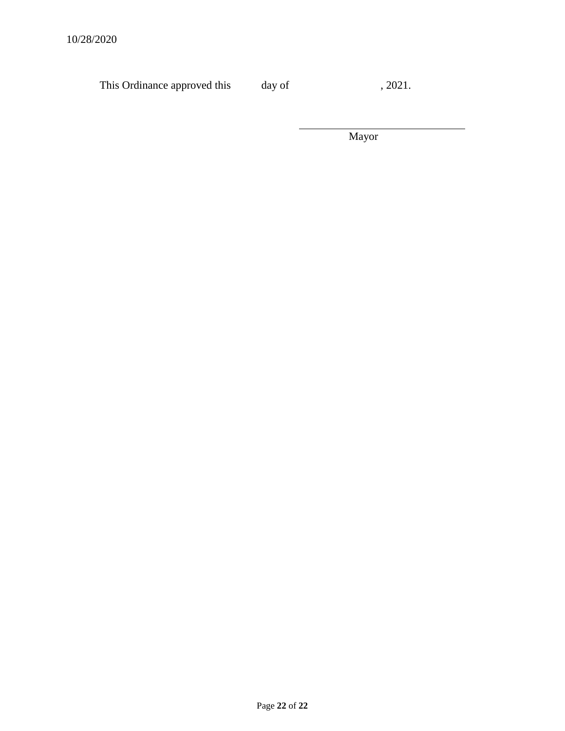10/28/2020

This Ordinance approved this ______ day of ____________________, 2021.

_______________________________
Mayor